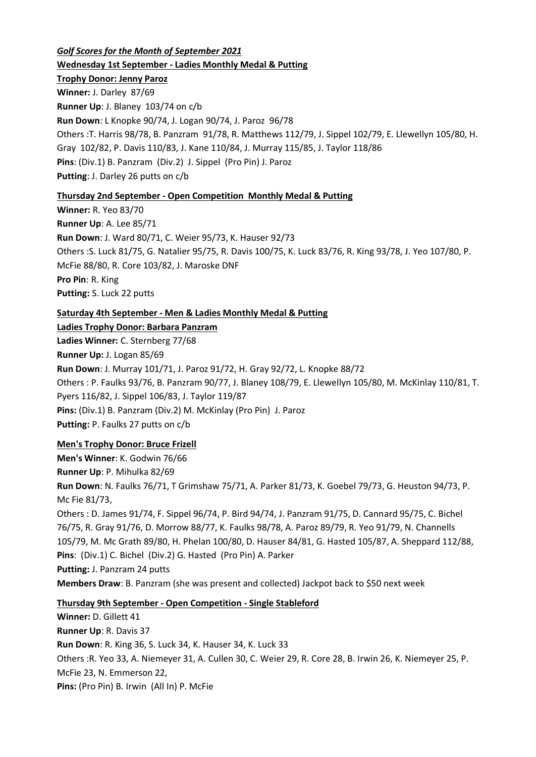***Golf Scores for the Month of September 2021***

**Wednesday 1st September - Ladies Monthly Medal & Putting**

**Trophy Donor: Jenny Paroz**

**Winner:** J. Darley 87/69

**Runner Up**: J. Blaney 103/74 on c/b

**Run Down**: L Knopke 90/74, J. Logan 90/74, J. Paroz 96/78

Others :T. Harris 98/78, B. Panzram 91/78, R. Matthews 112/79, J. Sippel 102/79, E. Llewellyn 105/80, H. Gray 102/82, P. Davis 110/83, J. Kane 110/84, J. Murray 115/85, J. Taylor 118/86

**Pins**: (Div.1) B. Panzram (Div.2) J. Sippel (Pro Pin) J. Paroz

**Putting**: J. Darley 26 putts on c/b

**Thursday 2nd September - Open Competition Monthly Medal & Putting**

**Winner:** R. Yeo 83/70

**Runner Up**: A. Lee 85/71

**Run Down**: J. Ward 80/71, C. Weier 95/73, K. Hauser 92/73

Others :S. Luck 81/75, G. Natalier 95/75, R. Davis 100/75, K. Luck 83/76, R. King 93/78, J. Yeo 107/80, P. McFie 88/80, R. Core 103/82, J. Maroske DNF

**Pro Pin**: R. King

**Putting:** S. Luck 22 putts

**Saturday 4th September - Men & Ladies Monthly Medal & Putting**

**Ladies Trophy Donor: Barbara Panzram**

**Ladies Winner:** C. Sternberg 77/68

**Runner Up:** J. Logan 85/69

**Run Down**: J. Murray 101/71, J. Paroz 91/72, H. Gray 92/72, L. Knopke 88/72

Others : P. Faulks 93/76, B. Panzram 90/77, J. Blaney 108/79, E. Llewellyn 105/80, M. McKinlay 110/81, T. Pyers 116/82, J. Sippel 106/83, J. Taylor 119/87

**Pins:** (Div.1) B. Panzram (Div.2) M. McKinlay (Pro Pin) J. Paroz

**Putting:** P. Faulks 27 putts on c/b

**Men's Trophy Donor: Bruce Frizell**

**Men's Winner**: K. Godwin 76/66

**Runner Up**: P. Mihulka 82/69

**Run Down**: N. Faulks 76/71, T Grimshaw 75/71, A. Parker 81/73, K. Goebel 79/73, G. Heuston 94/73, P. Mc Fie 81/73,

Others : D. James 91/74, F. Sippel 96/74, P. Bird 94/74, J. Panzram 91/75, D. Cannard 95/75, C. Bichel 76/75, R. Gray 91/76, D. Morrow 88/77, K. Faulks 98/78, A. Paroz 89/79, R. Yeo 91/79, N. Channells 105/79, M. Mc Grath 89/80, H. Phelan 100/80, D. Hauser 84/81, G. Hasted 105/87, A. Sheppard 112/88,

**Pins**: (Div.1) C. Bichel (Div.2) G. Hasted (Pro Pin) A. Parker

**Putting:** J. Panzram 24 putts

**Members Draw**: B. Panzram (she was present and collected) Jackpot back to $50 next week

**Thursday 9th September - Open Competition - Single Stableford**

**Winner:** D. Gillett 41

**Runner Up**: R. Davis 37

**Run Down**: R. King 36, S. Luck 34, K. Hauser 34, K. Luck 33

Others :R. Yeo 33, A. Niemeyer 31, A. Cullen 30, C. Weier 29, R. Core 28, B. Irwin 26, K. Niemeyer 25, P. McFie 23, N. Emmerson 22,

**Pins:** (Pro Pin) B. Irwin (All In) P. McFie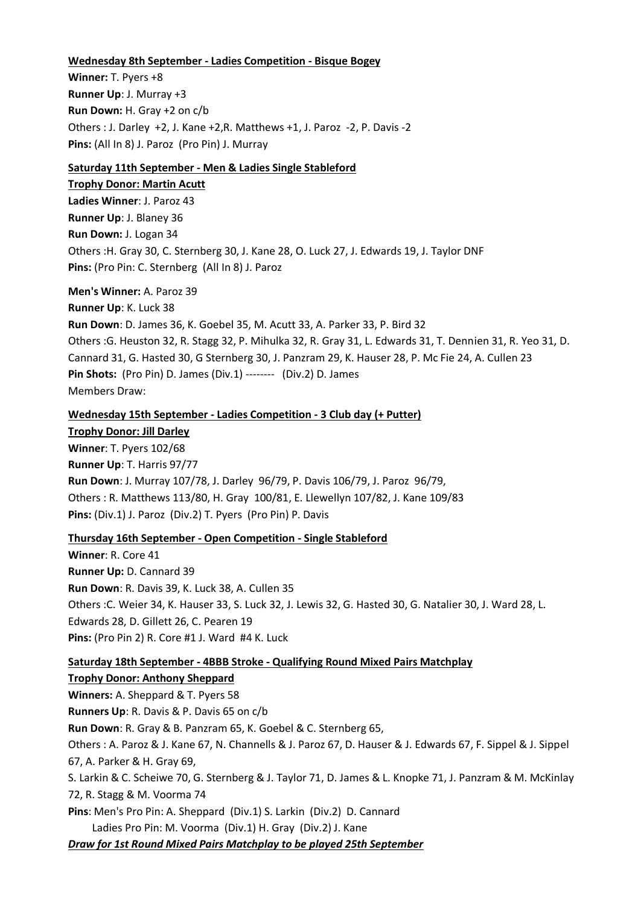**Wednesday 8th September - Ladies Competition - Bisque Bogey**

**Winner:** T. Pyers +8
**Runner Up**: J. Murray +3
**Run Down:** H. Gray +2 on c/b
Others : J. Darley +2, J. Kane +2,R. Matthews +1, J. Paroz -2, P. Davis -2
**Pins:** (All In 8) J. Paroz (Pro Pin) J. Murray

**Saturday 11th September - Men & Ladies Single Stableford**

**Trophy Donor: Martin Acutt**

**Ladies Winner**: J. Paroz 43
**Runner Up**: J. Blaney 36
**Run Down:** J. Logan 34
Others :H. Gray 30, C. Sternberg 30, J. Kane 28, O. Luck 27, J. Edwards 19, J. Taylor DNF
**Pins:** (Pro Pin: C. Sternberg (All In 8) J. Paroz

**Men's Winner:** A. Paroz 39
**Runner Up**: K. Luck 38
**Run Down**: D. James 36, K. Goebel 35, M. Acutt 33, A. Parker 33, P. Bird 32
Others :G. Heuston 32, R. Stagg 32, P. Mihulka 32, R. Gray 31, L. Edwards 31, T. Dennien 31, R. Yeo 31, D. Cannard 31, G. Hasted 30, G Sternberg 30, J. Panzram 29, K. Hauser 28, P. Mc Fie 24, A. Cullen 23
**Pin Shots:** (Pro Pin) D. James (Div.1) -------- (Div.2) D. James
Members Draw:

**Wednesday 15th September - Ladies Competition - 3 Club day (+ Putter)**

**Trophy Donor: Jill Darley**

**Winner**: T. Pyers 102/68
**Runner Up**: T. Harris 97/77
**Run Down**: J. Murray 107/78, J. Darley 96/79, P. Davis 106/79, J. Paroz 96/79,
Others : R. Matthews 113/80, H. Gray 100/81, E. Llewellyn 107/82, J. Kane 109/83
**Pins:** (Div.1) J. Paroz (Div.2) T. Pyers (Pro Pin) P. Davis

**Thursday 16th September - Open Competition - Single Stableford**

**Winner**: R. Core 41
**Runner Up:** D. Cannard 39
**Run Down**: R. Davis 39, K. Luck 38, A. Cullen 35
Others :C. Weier 34, K. Hauser 33, S. Luck 32, J. Lewis 32, G. Hasted 30, G. Natalier 30, J. Ward 28, L. Edwards 28, D. Gillett 26, C. Pearen 19
**Pins:** (Pro Pin 2) R. Core #1 J. Ward #4 K. Luck

**Saturday 18th September - 4BBB Stroke - Qualifying Round Mixed Pairs Matchplay**

**Trophy Donor: Anthony Sheppard**

**Winners:** A. Sheppard & T. Pyers 58
**Runners Up**: R. Davis & P. Davis 65 on c/b
**Run Down**: R. Gray & B. Panzram 65, K. Goebel & C. Sternberg 65,
Others : A. Paroz & J. Kane 67, N. Channells & J. Paroz 67, D. Hauser & J. Edwards 67, F. Sippel & J. Sippel 67, A. Parker & H. Gray 69,
S. Larkin & C. Scheiwe 70, G. Sternberg & J. Taylor 71, D. James & L. Knopke 71, J. Panzram & M. McKinlay 72, R. Stagg & M. Voorma 74
**Pins**: Men's Pro Pin: A. Sheppard (Div.1) S. Larkin (Div.2) D. Cannard
Ladies Pro Pin: M. Voorma (Div.1) H. Gray (Div.2) J. Kane

***Draw for 1st Round Mixed Pairs Matchplay to be played 25th September***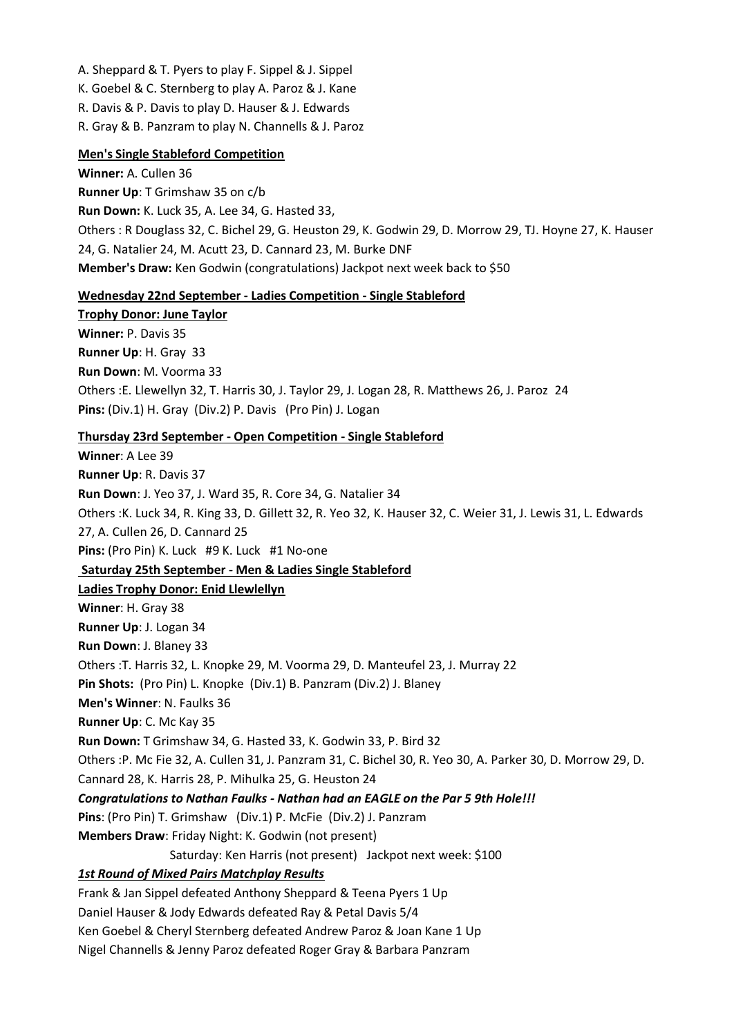A. Sheppard & T. Pyers to play F. Sippel & J. Sippel
K. Goebel & C. Sternberg to play A. Paroz & J. Kane
R. Davis & P. Davis to play D. Hauser & J. Edwards
R. Gray & B. Panzram to play N. Channells & J. Paroz

**Men's Single Stableford Competition**

**Winner:** A. Cullen 36
**Runner Up**: T Grimshaw 35 on c/b
**Run Down:** K. Luck 35, A. Lee 34, G. Hasted 33,
Others : R Douglass 32, C. Bichel 29, G. Heuston 29, K. Godwin 29, D. Morrow 29, TJ. Hoyne 27, K. Hauser 24, G. Natalier 24, M. Acutt 23, D. Cannard 23, M. Burke DNF
**Member's Draw:** Ken Godwin (congratulations) Jackpot next week back to $50

**Wednesday 22nd September - Ladies Competition - Single Stableford**

**Trophy Donor: June Taylor**
**Winner:** P. Davis 35
**Runner Up**: H. Gray 33
**Run Down**: M. Voorma 33
Others :E. Llewellyn 32, T. Harris 30, J. Taylor 29, J. Logan 28, R. Matthews 26, J. Paroz 24
**Pins:** (Div.1) H. Gray (Div.2) P. Davis (Pro Pin) J. Logan

**Thursday 23rd September - Open Competition - Single Stableford**

**Winner**: A Lee 39
**Runner Up**: R. Davis 37
**Run Down**: J. Yeo 37, J. Ward 35, R. Core 34, G. Natalier 34
Others :K. Luck 34, R. King 33, D. Gillett 32, R. Yeo 32, K. Hauser 32, C. Weier 31, J. Lewis 31, L. Edwards 27, A. Cullen 26, D. Cannard 25
**Pins:** (Pro Pin) K. Luck #9 K. Luck #1 No-one

**Saturday 25th September - Men & Ladies Single Stableford**

**Ladies Trophy Donor: Enid Llewlellyn**
**Winner**: H. Gray 38
**Runner Up**: J. Logan 34
**Run Down**: J. Blaney 33
Others :T. Harris 32, L. Knopke 29, M. Voorma 29, D. Manteufel 23, J. Murray 22
**Pin Shots:** (Pro Pin) L. Knopke (Div.1) B. Panzram (Div.2) J. Blaney
**Men's Winner**: N. Faulks 36
**Runner Up**: C. Mc Kay 35
**Run Down:** T Grimshaw 34, G. Hasted 33, K. Godwin 33, P. Bird 32
Others :P. Mc Fie 32, A. Cullen 31, J. Panzram 31, C. Bichel 30, R. Yeo 30, A. Parker 30, D. Morrow 29, D. Cannard 28, K. Harris 28, P. Mihulka 25, G. Heuston 24
***Congratulations to Nathan Faulks - Nathan had an EAGLE on the Par 5 9th Hole!!!***
**Pins**: (Pro Pin) T. Grimshaw (Div.1) P. McFie (Div.2) J. Panzram
**Members Draw**: Friday Night: K. Godwin (not present)
Saturday: Ken Harris (not present) Jackpot next week: $100

***1st Round of Mixed Pairs Matchplay Results***

Frank & Jan Sippel defeated Anthony Sheppard & Teena Pyers 1 Up
Daniel Hauser & Jody Edwards defeated Ray & Petal Davis 5/4
Ken Goebel & Cheryl Sternberg defeated Andrew Paroz & Joan Kane 1 Up
Nigel Channells & Jenny Paroz defeated Roger Gray & Barbara Panzram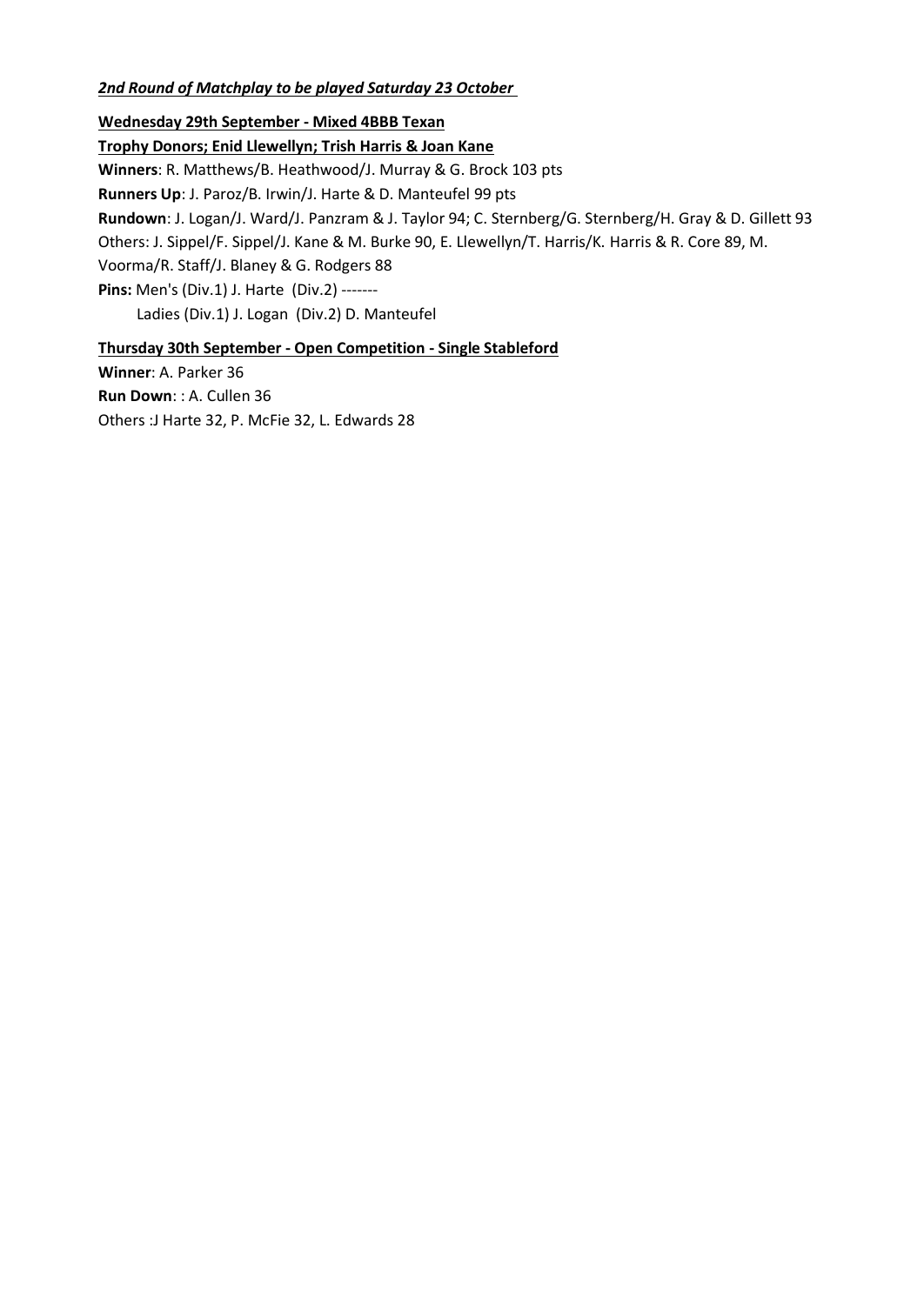***2nd Round of Matchplay to be played Saturday 23 October***

**Wednesday 29th September - Mixed 4BBB Texan**

**Trophy Donors; Enid Llewellyn; Trish Harris & Joan Kane**

**Winners**: R. Matthews/B. Heathwood/J. Murray & G. Brock 103 pts

**Runners Up**: J. Paroz/B. Irwin/J. Harte & D. Manteufel 99 pts

**Rundown**: J. Logan/J. Ward/J. Panzram & J. Taylor 94; C. Sternberg/G. Sternberg/H. Gray & D. Gillett 93

Others: J. Sippel/F. Sippel/J. Kane & M. Burke 90, E. Llewellyn/T. Harris/K. Harris & R. Core 89, M. Voorma/R. Staff/J. Blaney & G. Rodgers 88

**Pins:** Men's (Div.1) J. Harte (Div.2) -------

Ladies (Div.1) J. Logan (Div.2) D. Manteufel

**Thursday 30th September - Open Competition - Single Stableford**

**Winner**: A. Parker 36

**Run Down**: : A. Cullen 36

Others :J Harte 32, P. McFie 32, L. Edwards 28